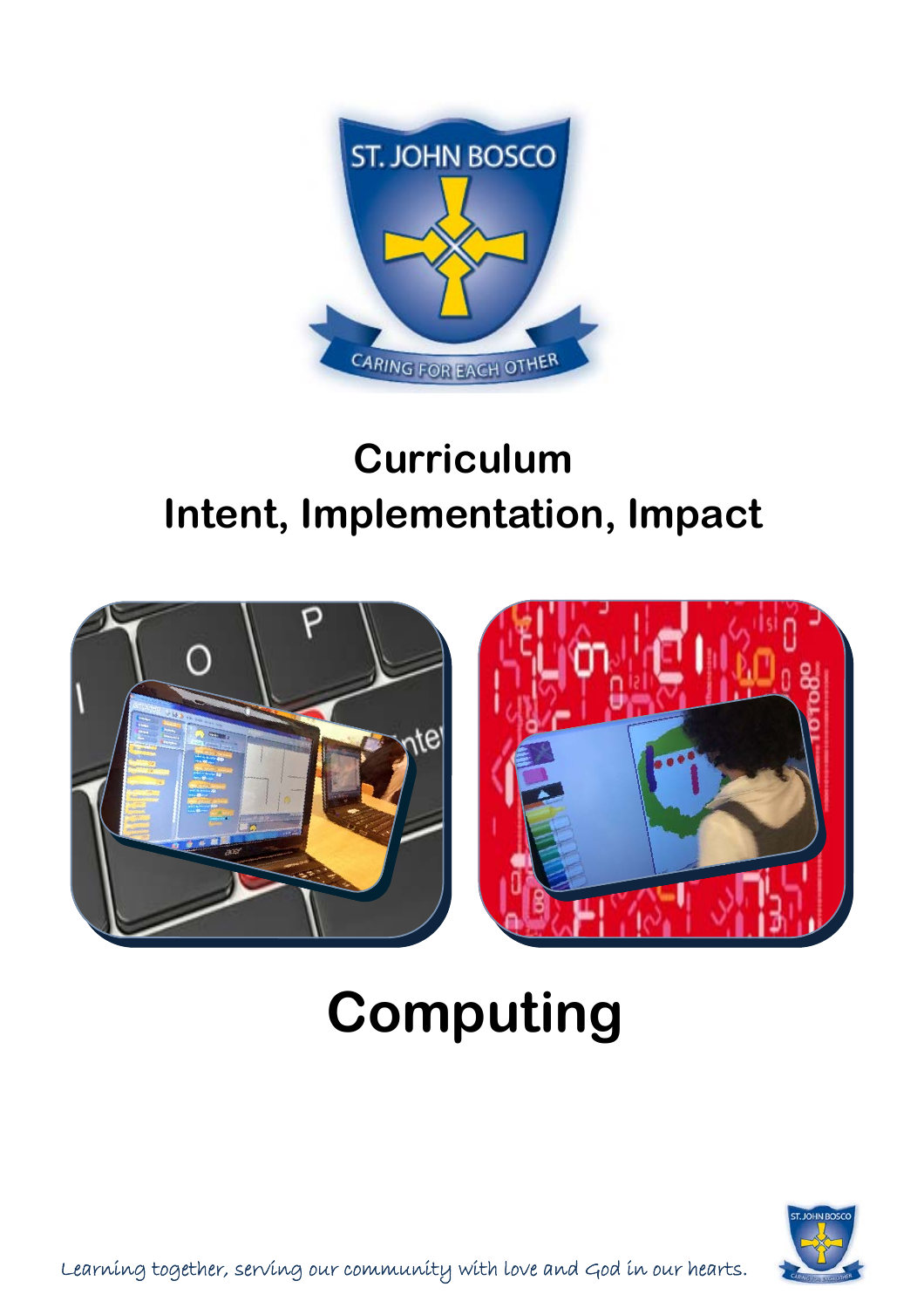# Curriculum
# Intent, Implementation, Impact

# Computing

*Learning together, serving our community with love and God in our hearts.*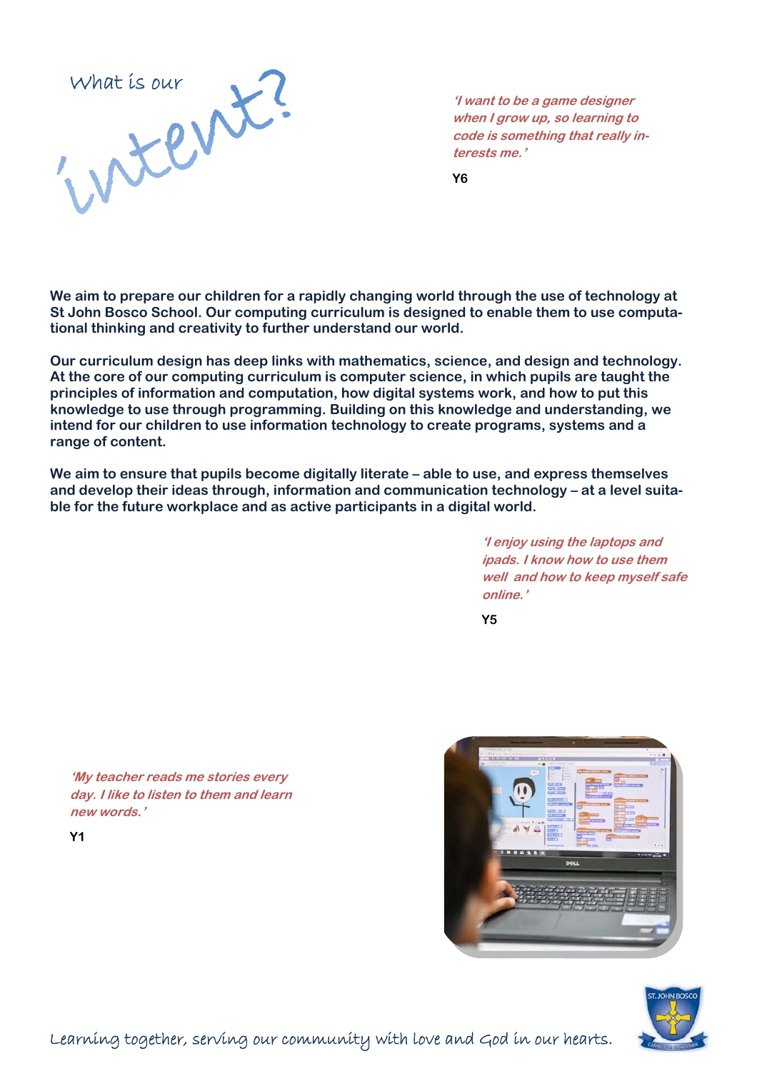# What is our intent?

*'I want to be a game designer when I grow up, so learning to code is something that really interests me.'*

**Y6**

**We aim to prepare our children for a rapidly changing world through the use of technology at St John Bosco School. Our computing curriculum is designed to enable them to use computational thinking and creativity to further understand our world.**

**Our curriculum design has deep links with mathematics, science, and design and technology. At the core of our computing curriculum is computer science, in which pupils are taught the principles of information and computation, how digital systems work, and how to put this knowledge to use through programming. Building on this knowledge and understanding, we intend for our children to use information technology to create programs, systems and a range of content.**

**We aim to ensure that pupils become digitally literate – able to use, and express themselves and develop their ideas through, information and communication technology – at a level suitable for the future workplace and as active participants in a digital world.**

*'I enjoy using the laptops and ipads. I know how to use them well and how to keep myself safe online.'*

**Y5**

*'My teacher reads me stories every day. I like to listen to them and learn new words.'*

**Y1**

Learning together, serving our community with love and God in our hearts.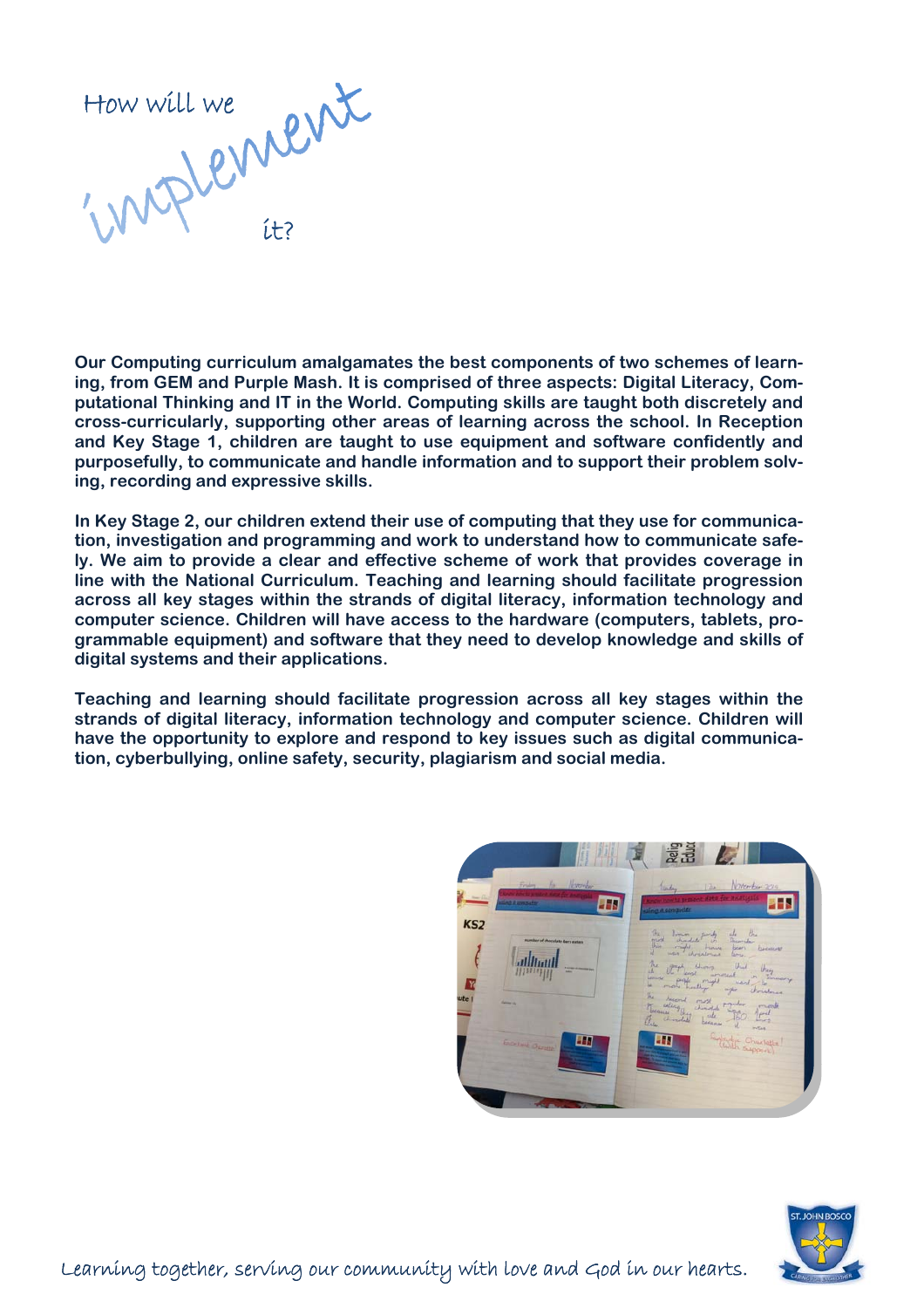# How will we *implement* it?

**Our Computing curriculum amalgamates the best components of two schemes of learning, from GEM and Purple Mash. It is comprised of three aspects: Digital Literacy, Computational Thinking and IT in the World. Computing skills are taught both discretely and cross-curricularly, supporting other areas of learning across the school. In Reception and Key Stage 1, children are taught to use equipment and software confidently and purposefully, to communicate and handle information and to support their problem solving, recording and expressive skills.**

**In Key Stage 2, our children extend their use of computing that they use for communication, investigation and programming and work to understand how to communicate safely. We aim to provide a clear and effective scheme of work that provides coverage in line with the National Curriculum. Teaching and learning should facilitate progression across all key stages within the strands of digital literacy, information technology and computer science. Children will have access to the hardware (computers, tablets, programmable equipment) and software that they need to develop knowledge and skills of digital systems and their applications.**

**Teaching and learning should facilitate progression across all key stages within the strands of digital literacy, information technology and computer science. Children will have the opportunity to explore and respond to key issues such as digital communication, cyberbullying, online safety, security, plagiarism and social media.**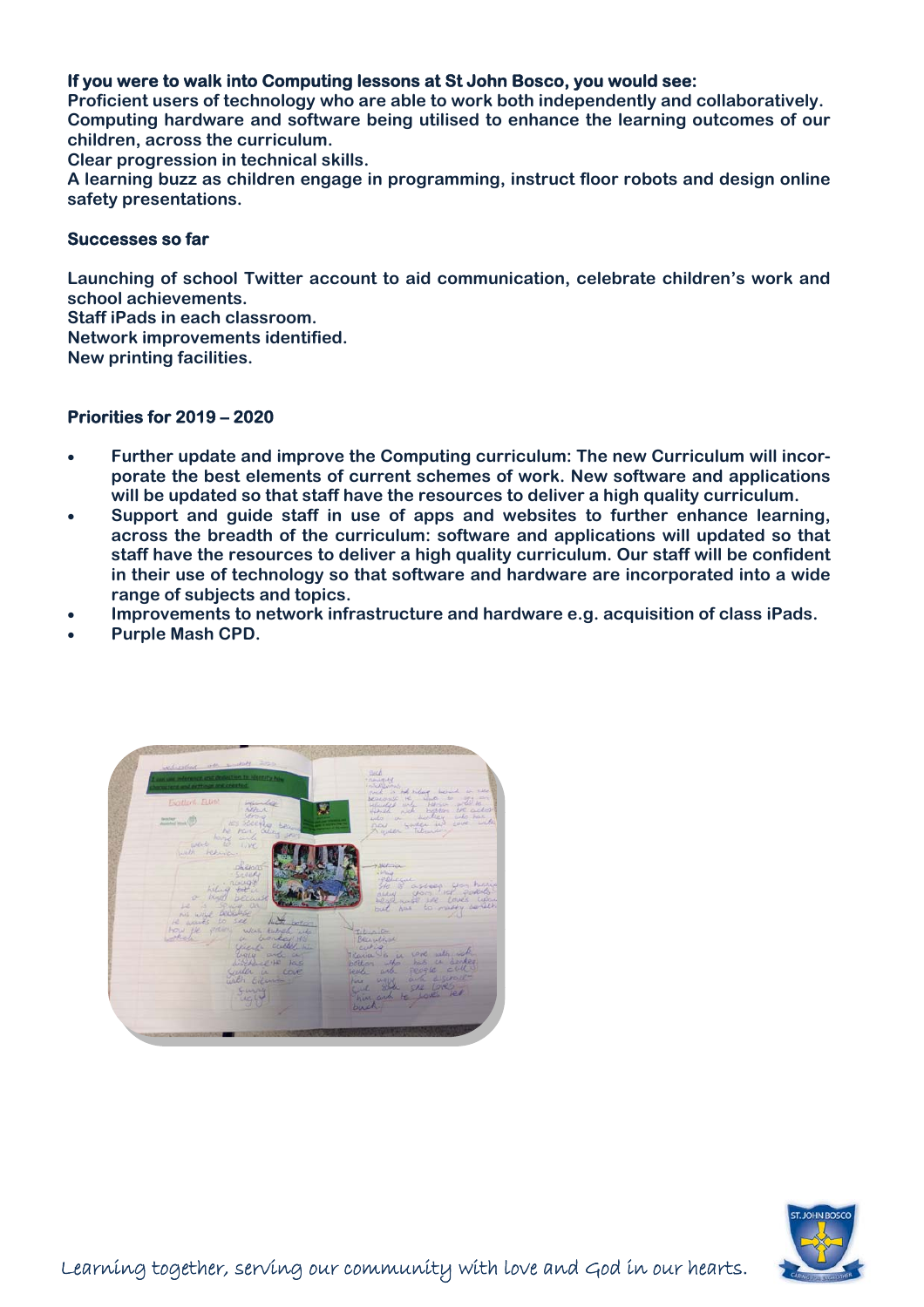**If you were to walk into Computing lessons at St John Bosco, you would see:**

**Proficient users of technology who are able to work both independently and collaboratively.**

**Computing hardware and software being utilised to enhance the learning outcomes of our children, across the curriculum.**

**Clear progression in technical skills.**

**A learning buzz as children engage in programming, instruct floor robots and design online safety presentations.**

**Successes so far**

**Launching of school Twitter account to aid communication, celebrate children's work and school achievements.**

**Staff iPads in each classroom.**

**Network improvements identified.**

**New printing facilities.**

**Priorities for 2019 – 2020**

- **Further update and improve the Computing curriculum: The new Curriculum will incorporate the best elements of current schemes of work. New software and applications will be updated so that staff have the resources to deliver a high quality curriculum.**
- **Support and guide staff in use of apps and websites to further enhance learning, across the breadth of the curriculum: software and applications will updated so that staff have the resources to deliver a high quality curriculum. Our staff will be confident in their use of technology so that software and hardware are incorporated into a wide range of subjects and topics.**
- **Improvements to network infrastructure and hardware e.g. acquisition of class iPads.**
- **Purple Mash CPD.**

*Learning together, serving our community with love and God in our hearts.*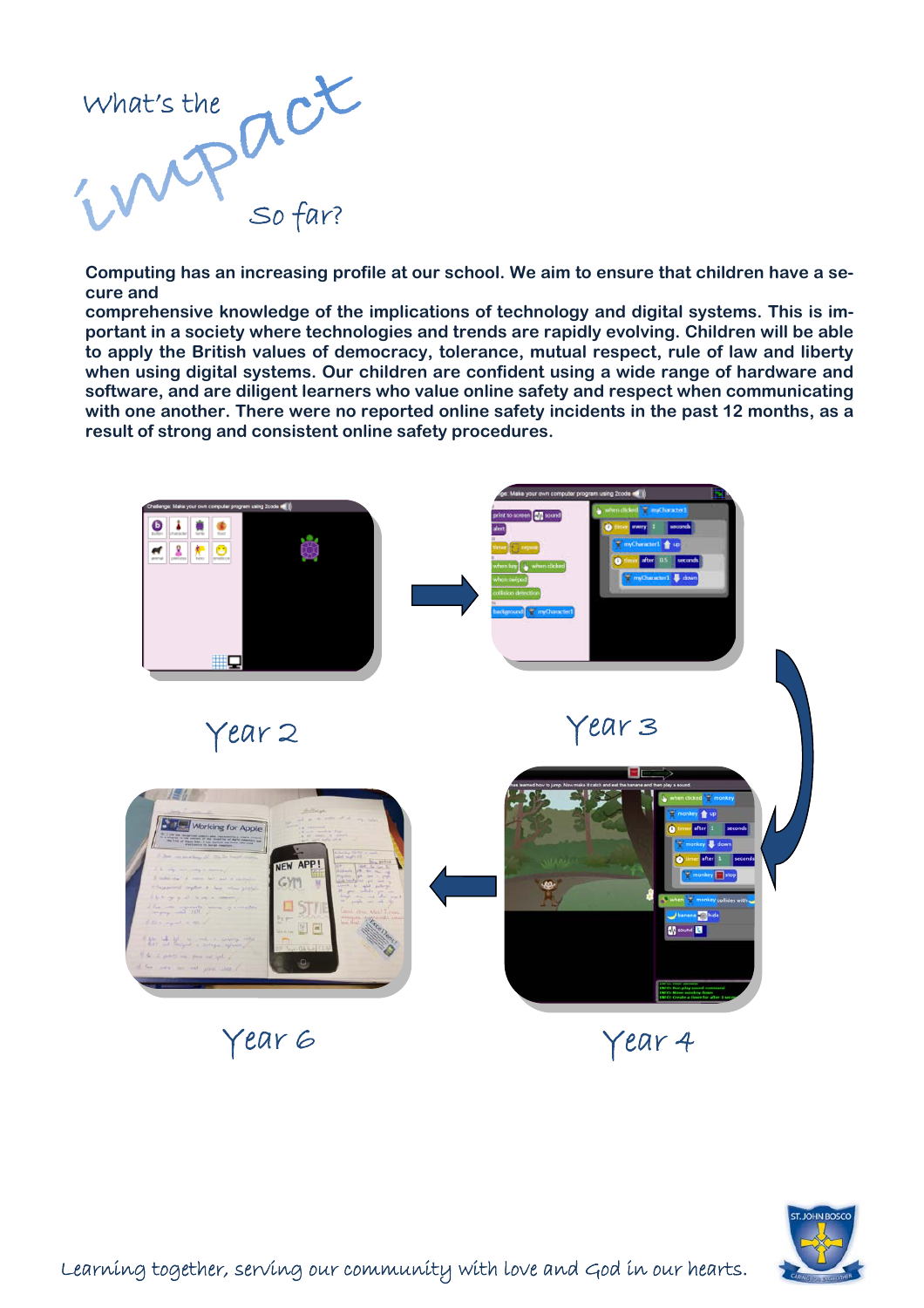# What's the *impact* so far?

**Computing has an increasing profile at our school. We aim to ensure that children have a secure and comprehensive knowledge of the implications of technology and digital systems. This is important in a society where technologies and trends are rapidly evolving. Children will be able to apply the British values of democracy, tolerance, mutual respect, rule of law and liberty when using digital systems. Our children are confident using a wide range of hardware and software, and are diligent learners who value online safety and respect when communicating with one another. There were no reported online safety incidents in the past 12 months, as a result of strong and consistent online safety procedures.**

Year 2

Year 3

Year 4

Year 6

*Learning together, serving our community with love and God in our hearts.*